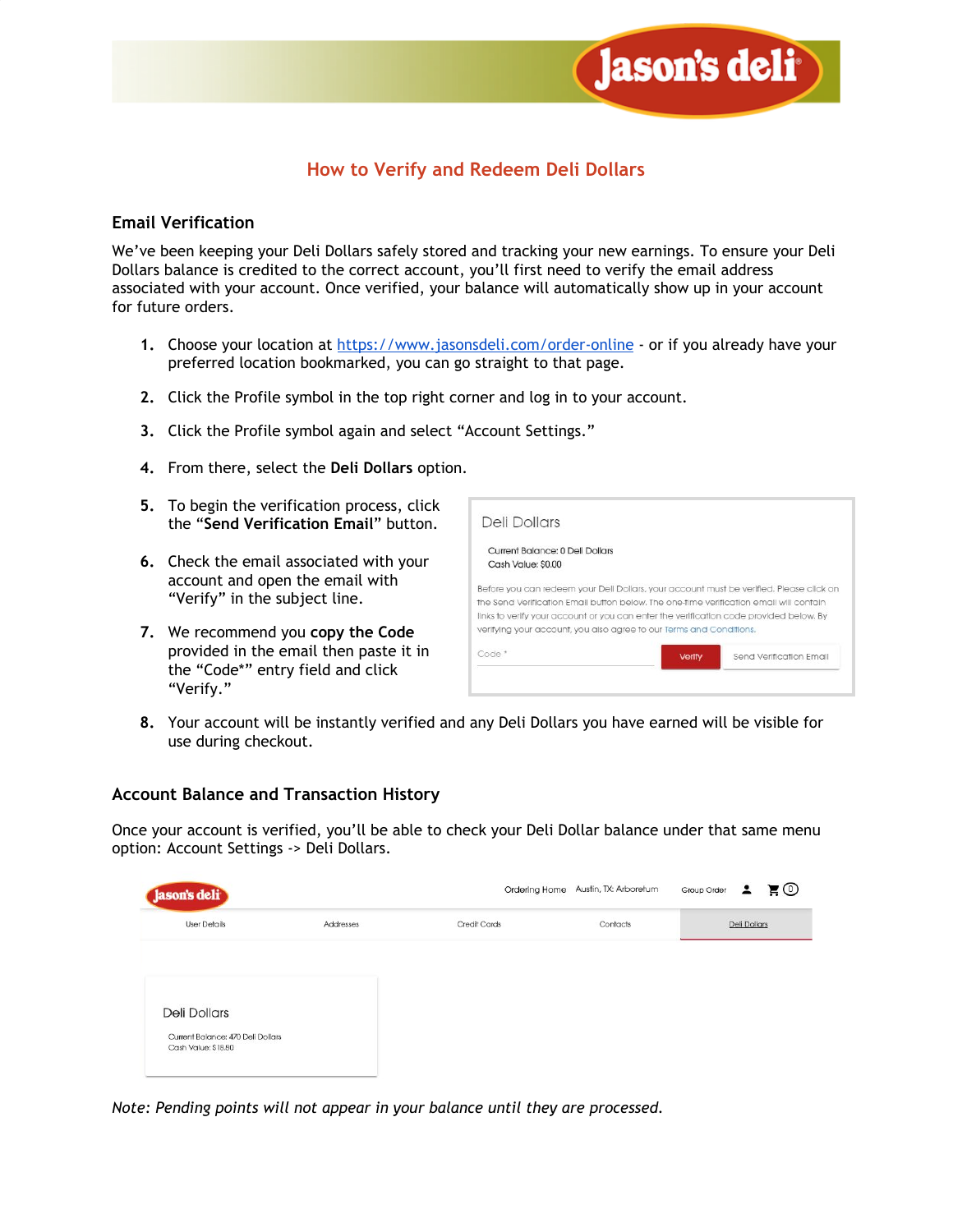## How to Verify and Redeem Deli Dollars

### Email Verification

We've been keeping your Deli Dollars safely stored and tracking your new earnings. To ensure your Deli Dollars balance is credited to the correct account, you'll first need to verify the email address associated with your account. Once verified, your balance will automatically show up in your account for future orders.

1. Choose your location at https://www.jasonsdeli.com/order-online - or if you already have your preferred location bookmarked, you can go straight to that page.
2. Click the Profile symbol in the top right corner and log in to your account.
3. Click the Profile symbol again and select "Account Settings."
4. From there, select the **Deli Dollars** option.
5. To begin the verification process, click the "**Send Verification Email**" button.
6. Check the email associated with your account and open the email with "Verify" in the subject line.
7. We recommend you **copy the Code** provided in the email then paste it in the "Code*" entry field and click "Verify."
8. Your account will be instantly verified and any Deli Dollars you have earned will be visible for use during checkout.

### Account Balance and Transaction History

Once your account is verified, you'll be able to check your Deli Dollar balance under that same menu option: Account Settings -> Deli Dollars.

*Note: Pending points will not appear in your balance until they are processed.*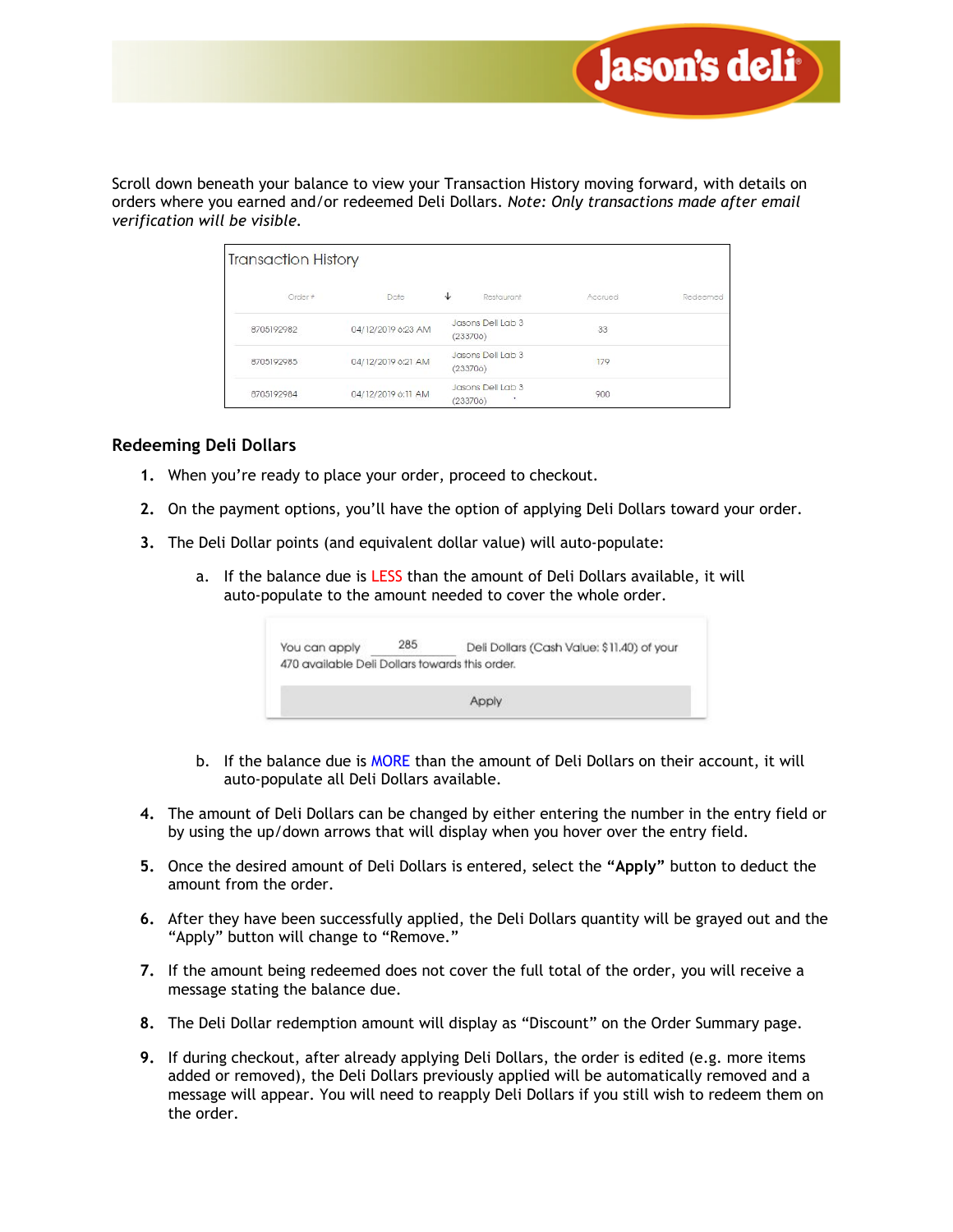Scroll down beneath your balance to view your Transaction History moving forward, with details on orders where you earned and/or redeemed Deli Dollars. *Note: Only transactions made after email verification will be visible.*

Transaction History

| Order # | Date ↓ | Restaurant | Accrued | Redeemed |
|---|---|---|---|---|
| 8705192982 | 04/12/2019 6:23 AM | Jasons Deli Lab 3 (233706) | 33 | |
| 8705192985 | 04/12/2019 6:21 AM | Jasons Deli Lab 3 (233706) | 179 | |
| 8705192984 | 04/12/2019 6:11 AM | Jasons Deli Lab 3 (233706) | 900 | |

## Redeeming Deli Dollars

1. When you're ready to place your order, proceed to checkout.
2. On the payment options, you'll have the option of applying Deli Dollars toward your order.
3. The Deli Dollar points (and equivalent dollar value) will auto-populate:
   a. If the balance due is LESS than the amount of Deli Dollars available, it will auto-populate to the amount needed to cover the whole order.

      You can apply 285 Deli Dollars (Cash Value: $11.40) of your 470 available Deli Dollars towards this order.

      Apply

   b. If the balance due is MORE than the amount of Deli Dollars on their account, it will auto-populate all Deli Dollars available.
4. The amount of Deli Dollars can be changed by either entering the number in the entry field or by using the up/down arrows that will display when you hover over the entry field.
5. Once the desired amount of Deli Dollars is entered, select the **"Apply"** button to deduct the amount from the order.
6. After they have been successfully applied, the Deli Dollars quantity will be grayed out and the "Apply" button will change to "Remove."
7. If the amount being redeemed does not cover the full total of the order, you will receive a message stating the balance due.
8. The Deli Dollar redemption amount will display as "Discount" on the Order Summary page.
9. If during checkout, after already applying Deli Dollars, the order is edited (e.g. more items added or removed), the Deli Dollars previously applied will be automatically removed and a message will appear. You will need to reapply Deli Dollars if you still wish to redeem them on the order.